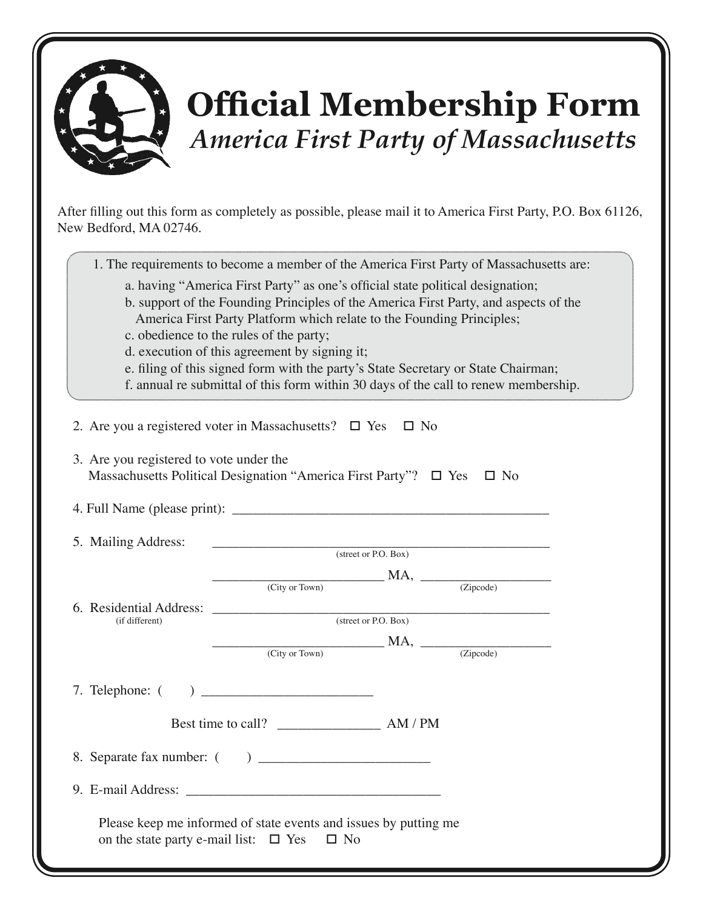# Official Membership Form

## *America First Party of Massachusetts*

After filling out this form as completely as possible, please mail it to America First Party, P.O. Box 61126, New Bedford, MA 02746.

1. The requirements to become a member of the America First Party of Massachusetts are:
   - a. having "America First Party" as one's official state political designation;
   - b. support of the Founding Principles of the America First Party, and aspects of the America First Party Platform which relate to the Founding Principles;
   - c. obedience to the rules of the party;
   - d. execution of this agreement by signing it;
   - e. filing of this signed form with the party's State Secretary or State Chairman;
   - f. annual re submittal of this form within 30 days of the call to renew membership.

2. Are you a registered voter in Massachusetts? ☐ Yes ☐ No

3. Are you registered to vote under the Massachusetts Political Designation "America First Party"? ☐ Yes ☐ No

4. Full Name (please print): ______________________________________________

5. Mailing Address: ______________________________________________
   (street or P.O. Box)

   ________________________ MA, __________________
   (City or Town) (Zipcode)

6. Residential Address: ______________________________________________
   (if different) (street or P.O. Box)

   ________________________ MA, __________________
   (City or Town) (Zipcode)

7. Telephone: (     ) ________________________

   Best time to call? ______________ AM / PM

8. Separate fax number: (     ) ________________________

9. E-mail Address: ____________________________________

   Please keep me informed of state events and issues by putting me on the state party e-mail list: ☐ Yes ☐ No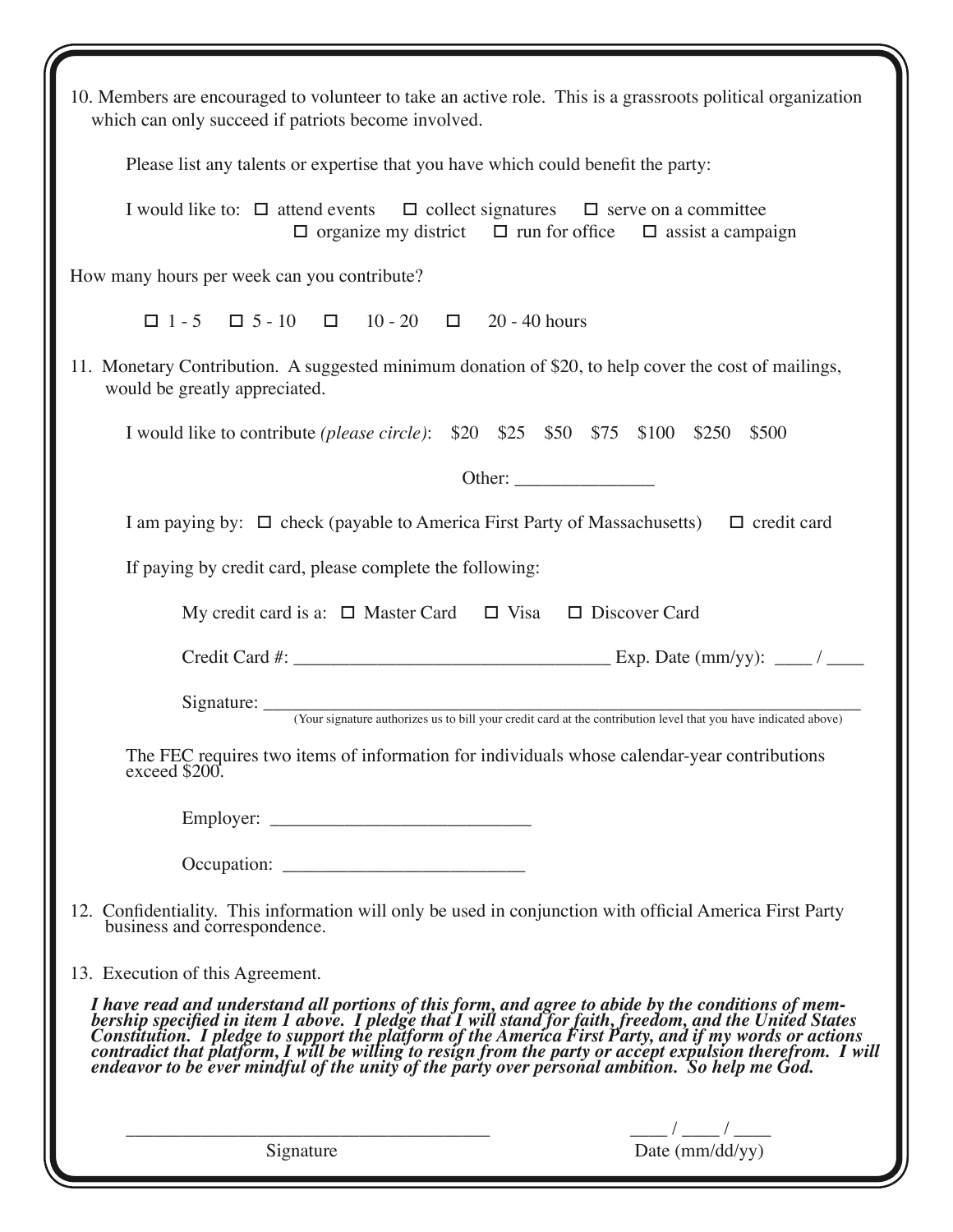10. Members are encouraged to volunteer to take an active role. This is a grassroots political organization which can only succeed if patriots become involved.

Please list any talents or expertise that you have which could benefit the party:

I would like to: ☐ attend events ☐ collect signatures ☐ serve on a committee
☐ organize my district ☐ run for office ☐ assist a campaign

How many hours per week can you contribute?

☐ 1 - 5 ☐ 5 - 10 ☐ 10 - 20 ☐ 20 - 40 hours

11. Monetary Contribution. A suggested minimum donation of $20, to help cover the cost of mailings, would be greatly appreciated.

I would like to contribute *(please circle)*: $20 $25 $50 $75 $100 $250 $500

Other: _______________

I am paying by: ☐ check (payable to America First Party of Massachusetts) ☐ credit card

If paying by credit card, please complete the following:

My credit card is a: ☐ Master Card ☐ Visa ☐ Discover Card

Credit Card #: __________________________________ Exp. Date (mm/yy): ____ / ____

Signature: ____________________________________________________________________

(Your signature authorizes us to bill your credit card at the contribution level that you have indicated above)

The FEC requires two items of information for individuals whose calendar-year contributions exceed $200.

Employer: ____________________________

Occupation: __________________________

12. Confidentiality. This information will only be used in conjunction with official America First Party business and correspondence.

13. Execution of this Agreement.

***I have read and understand all portions of this form, and agree to abide by the conditions of membership specified in item 1 above. I pledge that I will stand for faith, freedom, and the United States Constitution. I pledge to support the platform of the America First Party, and if my words or actions contradict that platform, I will be willing to resign from the party or accept expulsion therefrom. I will endeavor to be ever mindful of the unity of the party over personal ambition. So help me God.***

_______________________________________ ____ / ____ / ____

Signature Date (mm/dd/yy)